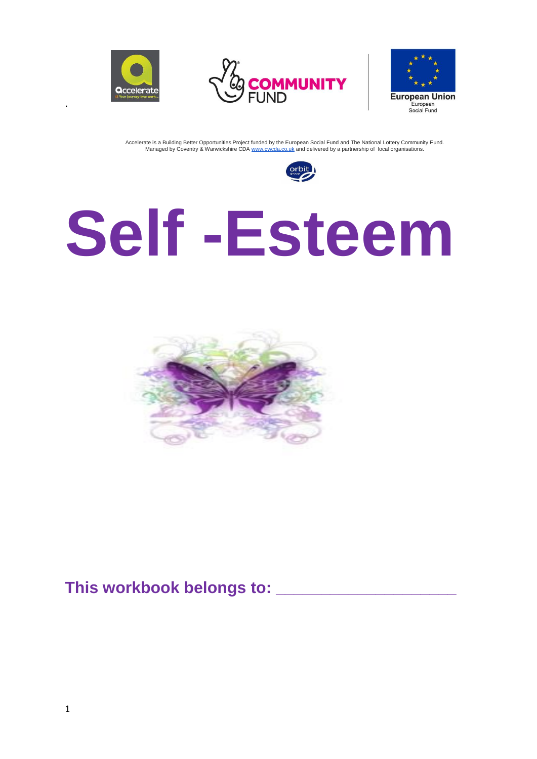Accelerate is a Building Better Opportunities Project funded by the European Social Fund and The National Lottery Community Fund. Managed by Coventry & Warwickshire CDA www.cwcda.co.uk and delivered by a partnership of local organisations.

# Self -Esteem

**This workbook belongs to: ____________________**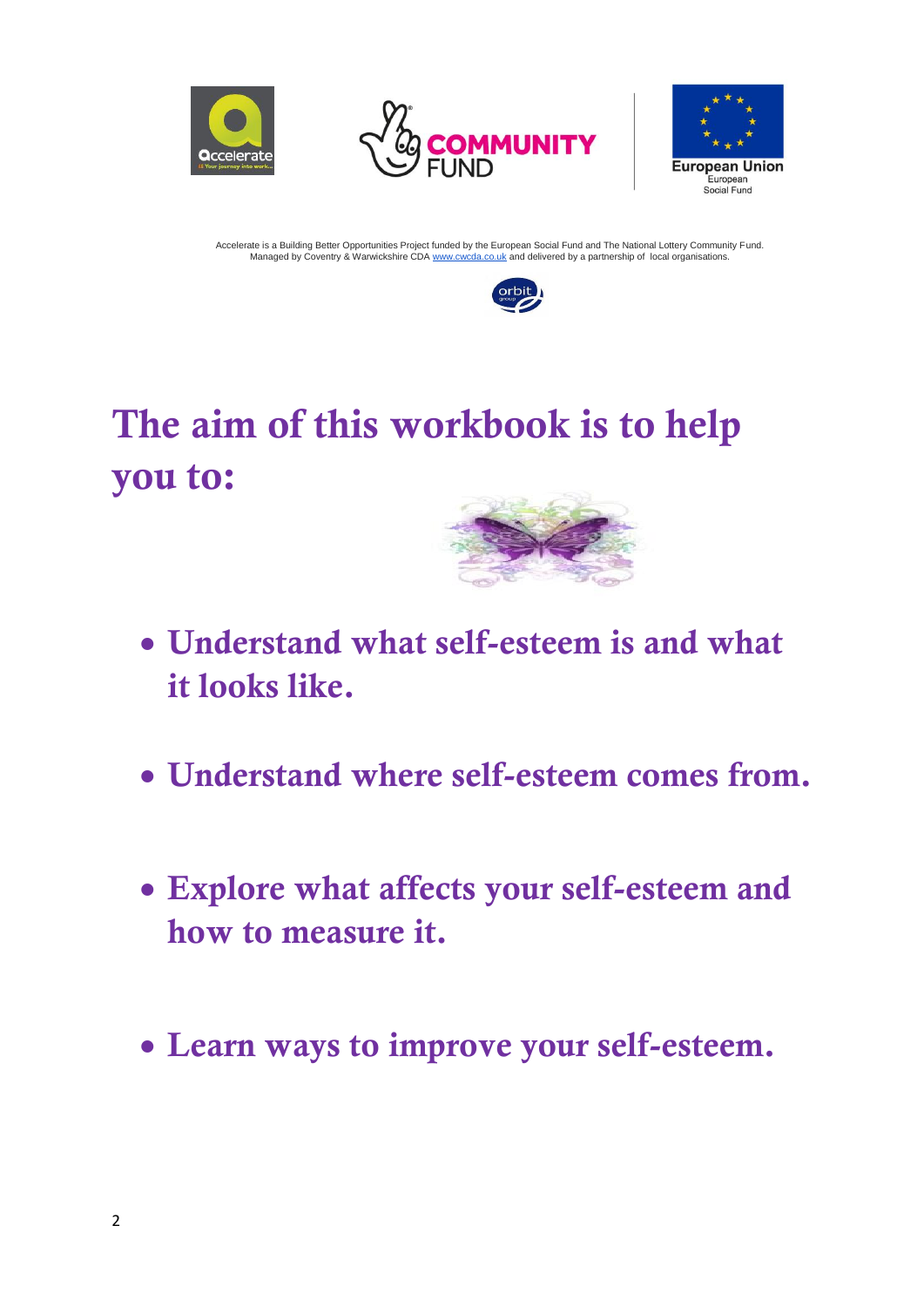Accelerate is a Building Better Opportunities Project funded by the European Social Fund and The National Lottery Community Fund. Managed by Coventry & Warwickshire CDA www.cwcda.co.uk and delivered by a partnership of local organisations.

# The aim of this workbook is to help you to:

- **Understand what self-esteem is and what it looks like.**
- **Understand where self-esteem comes from.**
- **Explore what affects your self-esteem and how to measure it.**
- **Learn ways to improve your self-esteem.**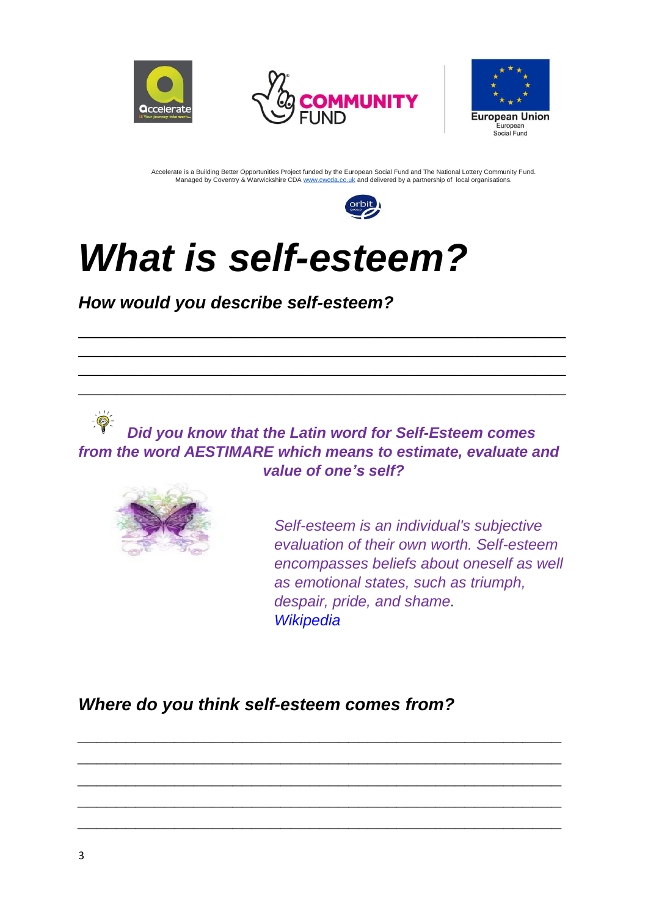Accelerate is a Building Better Opportunities Project funded by the European Social Fund and The National Lottery Community Fund.
Managed by Coventry & Warwickshire CDA www.cwcda.co.uk and delivered by a partnership of local organisations.

# *What is self-esteem?*

***How would you describe self-esteem?***

\_\_\_\_\_\_\_\_\_\_\_\_\_\_\_\_\_\_\_\_\_\_\_\_\_\_\_\_\_\_\_\_\_\_\_\_\_\_\_\_\_\_\_\_\_\_\_\_\_\_\_\_\_\_\_\_\_\_\_\_

\_\_\_\_\_\_\_\_\_\_\_\_\_\_\_\_\_\_\_\_\_\_\_\_\_\_\_\_\_\_\_\_\_\_\_\_\_\_\_\_\_\_\_\_\_\_\_\_\_\_\_\_\_\_\_\_\_\_\_\_

\_\_\_\_\_\_\_\_\_\_\_\_\_\_\_\_\_\_\_\_\_\_\_\_\_\_\_\_\_\_\_\_\_\_\_\_\_\_\_\_\_\_\_\_\_\_\_\_\_\_\_\_\_\_\_\_\_\_\_\_

\_\_\_\_\_\_\_\_\_\_\_\_\_\_\_\_\_\_\_\_\_\_\_\_\_\_\_\_\_\_\_\_\_\_\_\_\_\_\_\_\_\_\_\_\_\_\_\_\_\_\_\_\_\_\_\_\_\_\_\_

***Did you know that the Latin word for Self-Esteem comes from the word AESTIMARE which means to estimate, evaluate and value of one's self?***

*Self-esteem is an individual's subjective evaluation of their own worth. Self-esteem encompasses beliefs about oneself as well as emotional states, such as triumph, despair, pride, and shame.*
*Wikipedia*

***Where do you think self-esteem comes from?***

\_\_\_\_\_\_\_\_\_\_\_\_\_\_\_\_\_\_\_\_\_\_\_\_\_\_\_\_\_\_\_\_\_\_\_\_\_\_\_\_\_\_\_\_\_\_\_\_\_\_\_\_\_\_\_\_\_\_\_\_

\_\_\_\_\_\_\_\_\_\_\_\_\_\_\_\_\_\_\_\_\_\_\_\_\_\_\_\_\_\_\_\_\_\_\_\_\_\_\_\_\_\_\_\_\_\_\_\_\_\_\_\_\_\_\_\_\_\_\_\_

\_\_\_\_\_\_\_\_\_\_\_\_\_\_\_\_\_\_\_\_\_\_\_\_\_\_\_\_\_\_\_\_\_\_\_\_\_\_\_\_\_\_\_\_\_\_\_\_\_\_\_\_\_\_\_\_\_\_\_\_

\_\_\_\_\_\_\_\_\_\_\_\_\_\_\_\_\_\_\_\_\_\_\_\_\_\_\_\_\_\_\_\_\_\_\_\_\_\_\_\_\_\_\_\_\_\_\_\_\_\_\_\_\_\_\_\_\_\_\_\_

\_\_\_\_\_\_\_\_\_\_\_\_\_\_\_\_\_\_\_\_\_\_\_\_\_\_\_\_\_\_\_\_\_\_\_\_\_\_\_\_\_\_\_\_\_\_\_\_\_\_\_\_\_\_\_\_\_\_\_\_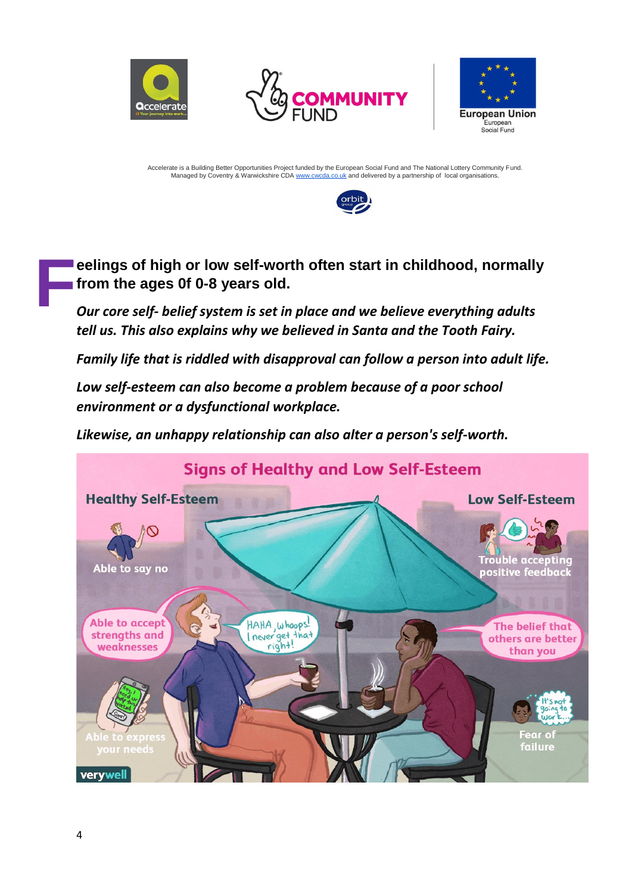**Feelings of high or low self-worth often start in childhood, normally from the ages 0f 0-8 years old.**

***Our core self- belief system is set in place and we believe everything adults tell us. This also explains why we believed in Santa and the Tooth Fairy.***

***Family life that is riddled with disapproval can follow a person into adult life.***

***Low self-esteem can also become a problem because of a poor school environment or a dysfunctional workplace.***

***Likewise, an unhappy relationship can also alter a person's self-worth.***

**Signs of Healthy and Low Self-Esteem**

| Healthy Self-Esteem | Low Self-Esteem |
| --- | --- |
| Able to say no | Trouble accepting positive feedback |
| Able to accept strengths and weaknesses | The belief that others are better than you |
| Able to express your needs | Fear of failure |

verywell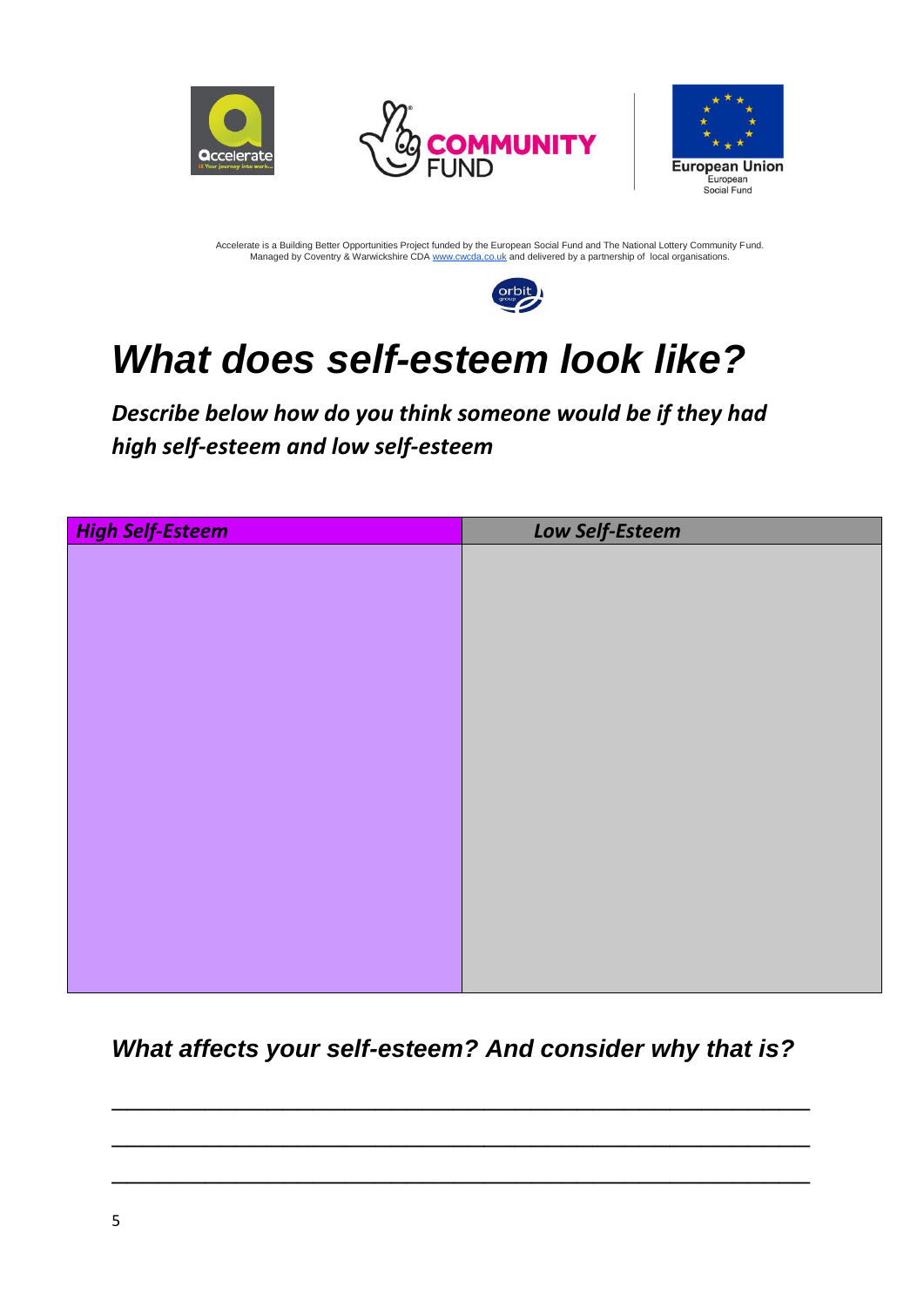Accelerate is a Building Better Opportunities Project funded by the European Social Fund and The National Lottery Community Fund.
Managed by Coventry & Warwickshire CDA www.cwcda.co.uk and delivered by a partnership of local organisations.

# *What does self-esteem look like?*

***Describe below how do you think someone would be if they had high self-esteem and low self-esteem***

| ***High Self-Esteem*** | ***Low Self-Esteem*** |
|---|---|
| | |

## *What affects your self-esteem? And consider why that is?*

\_\_\_\_\_\_\_\_\_\_\_\_\_\_\_\_\_\_\_\_\_\_\_\_\_\_\_\_\_\_\_\_\_\_\_\_\_\_\_\_\_\_\_\_\_\_\_\_\_\_

\_\_\_\_\_\_\_\_\_\_\_\_\_\_\_\_\_\_\_\_\_\_\_\_\_\_\_\_\_\_\_\_\_\_\_\_\_\_\_\_\_\_\_\_\_\_\_\_\_\_

\_\_\_\_\_\_\_\_\_\_\_\_\_\_\_\_\_\_\_\_\_\_\_\_\_\_\_\_\_\_\_\_\_\_\_\_\_\_\_\_\_\_\_\_\_\_\_\_\_\_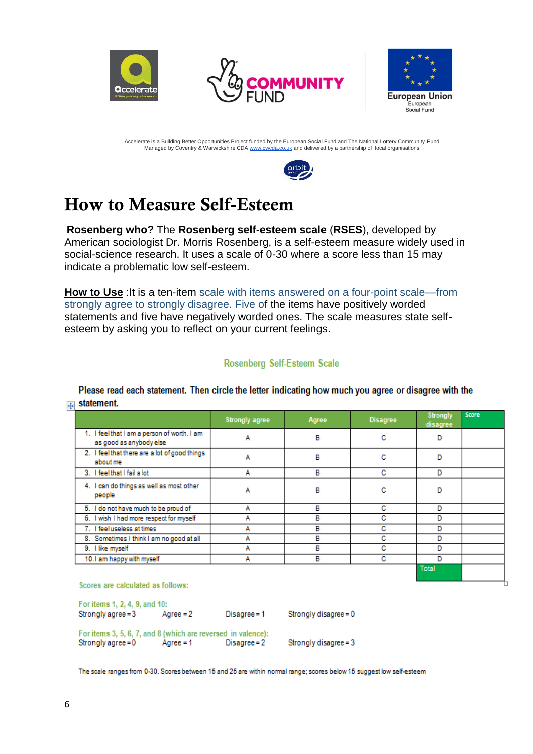Accelerate is a Building Better Opportunities Project funded by the European Social Fund and The National Lottery Community Fund. Managed by Coventry & Warwickshire CDA www.cwcda.co.uk and delivered by a partnership of local organisations.

# How to Measure Self-Esteem

**Rosenberg who?** The **Rosenberg self-esteem scale** (**RSES**), developed by American sociologist Dr. Morris Rosenberg, is a self-esteem measure widely used in social-science research. It uses a scale of 0-30 where a score less than 15 may indicate a problematic low self-esteem.

**How to Use** :It is a ten-item scale with items answered on a four-point scale—from strongly agree to strongly disagree. Five of the items have positively worded statements and five have negatively worded ones. The scale measures state self-esteem by asking you to reflect on your current feelings.

## Rosenberg Self-Esteem Scale

**Please read each statement. Then circle the letter indicating how much you agree or disagree with the statement.**

| | Strongly agree | Agree | Disagree | Strongly disagree | Score |
|---|---|---|---|---|---|
| 1. I feel that I am a person of worth. I am as good as anybody else | A | B | C | D | |
| 2. I feel that there are a lot of good things about me | A | B | C | D | |
| 3. I feel that I fail a lot | A | B | C | D | |
| 4. I can do things as well as most other people | A | B | C | D | |
| 5. I do not have much to be proud of | A | B | C | D | |
| 6. I wish I had more respect for myself | A | B | C | D | |
| 7. I feel useless at times | A | B | C | D | |
| 8. Sometimes I think I am no good at all | A | B | C | D | |
| 9. I like myself | A | B | C | D | |
| 10. I am happy with myself | A | B | C | D | |
| | | | | Total | |

Scores are calculated as follows:

For items 1, 2, 4, 9, and 10:
Strongly agree = 3 Agree = 2 Disagree = 1 Strongly disagree = 0

For items 3, 5, 6, 7, and 8 (which are reversed in valence):
Strongly agree = 0 Agree = 1 Disagree = 2 Strongly disagree = 3

The scale ranges from 0-30. Scores between 15 and 25 are within normal range; scores below 15 suggest low self-esteem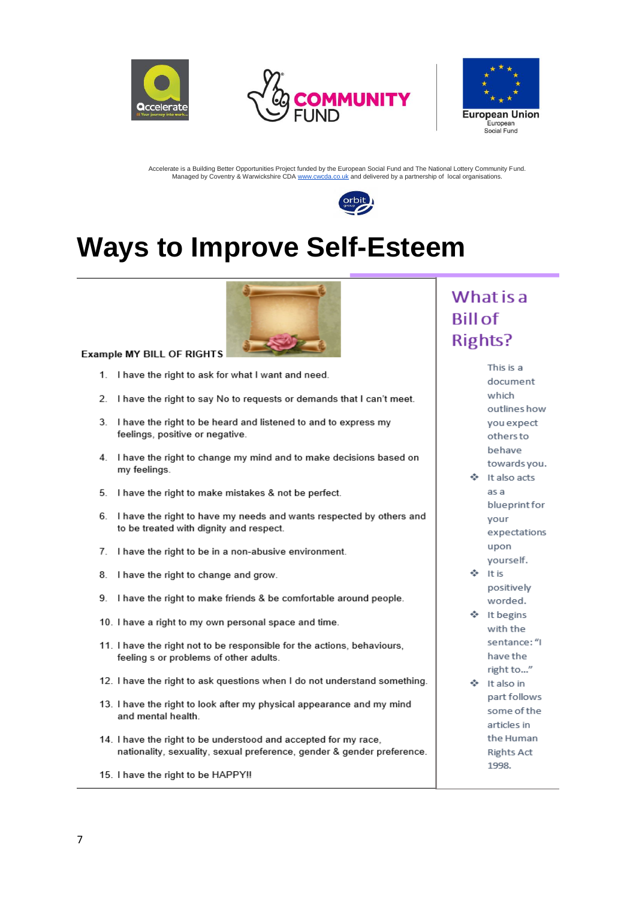Accelerate is a Building Better Opportunities Project funded by the European Social Fund and The National Lottery Community Fund.
Managed by Coventry & Warwickshire CDA www.cwcda.co.uk and delivered by a partnership of local organisations.

# Ways to Improve Self-Esteem

**Example MY BILL OF RIGHTS**

1. I have the right to ask for what I want and need.
2. I have the right to say No to requests or demands that I can't meet.
3. I have the right to be heard and listened to and to express my feelings, positive or negative.
4. I have the right to change my mind and to make decisions based on my feelings.
5. I have the right to make mistakes & not be perfect.
6. I have the right to have my needs and wants respected by others and to be treated with dignity and respect.
7. I have the right to be in a non-abusive environment.
8. I have the right to change and grow.
9. I have the right to make friends & be comfortable around people.
10. I have a right to my own personal space and time.
11. I have the right not to be responsible for the actions, behaviours, feeling s or problems of other adults.
12. I have the right to ask questions when I do not understand something.
13. I have the right to look after my physical appearance and my mind and mental health.
14. I have the right to be understood and accepted for my race, nationality, sexuality, sexual preference, gender & gender preference.
15. I have the right to be HAPPY!!

## What is a Bill of Rights?

This is a document which outlines how you expect others to behave towards you.

- It also acts as a blueprint for your expectations upon yourself.
- It is positively worded.
- It begins with the sentance: "I have the right to…"
- It also in part follows some of the articles in the Human Rights Act 1998.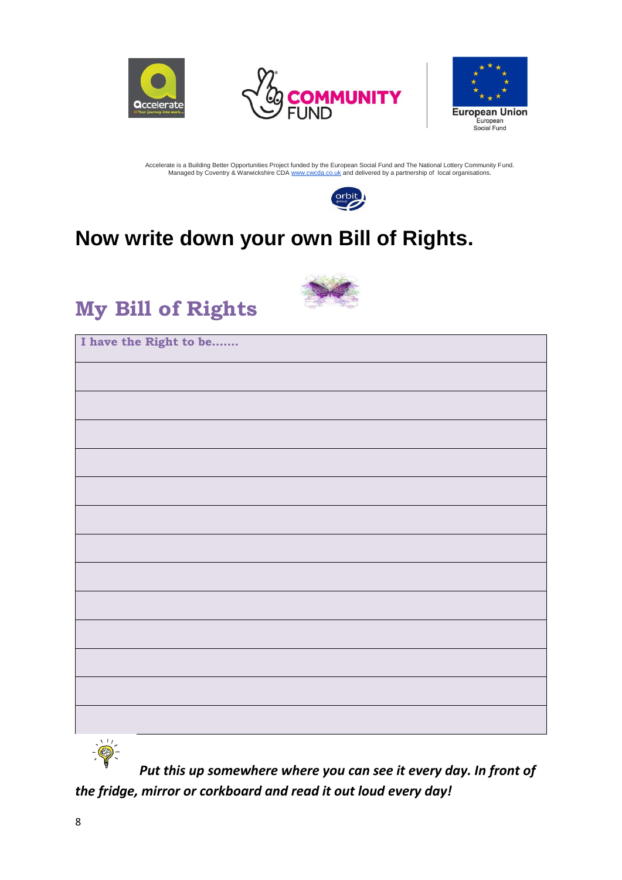Accelerate is a Building Better Opportunities Project funded by the European Social Fund and The National Lottery Community Fund.
Managed by Coventry & Warwickshire CDA www.cwcda.co.uk and delivered by a partnership of local organisations.

# Now write down your own Bill of Rights.

## My Bill of Rights

| I have the Right to be……. |
|---|
| |
| |
| |
| |
| |
| |
| |
| |
| |
| |
| |
| |
| |

***Put this up somewhere where you can see it every day. In front of the fridge, mirror or corkboard and read it out loud every day!***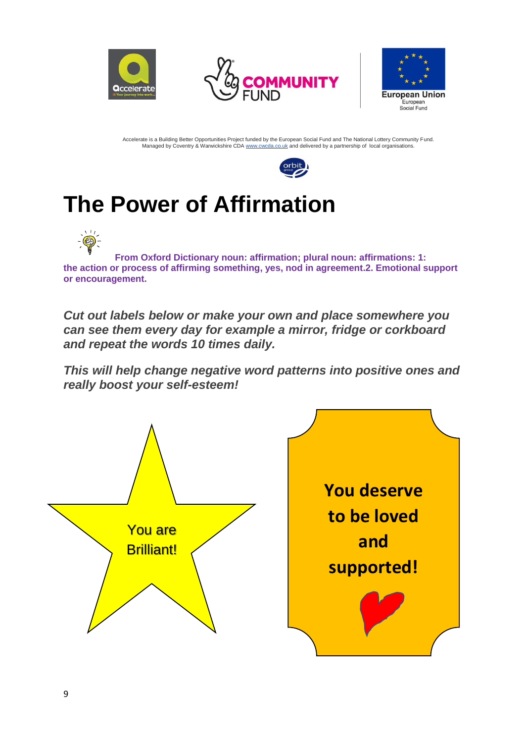Accelerate is a Building Better Opportunities Project funded by the European Social Fund and The National Lottery Community Fund. Managed by Coventry & Warwickshire CDA www.cwcda.co.uk and delivered by a partnership of local organisations.

# The Power of Affirmation

**From Oxford Dictionary noun: affirmation; plural noun: affirmations: 1: the action or process of affirming something, yes, nod in agreement.2. Emotional support or encouragement.**

***Cut out labels below or make your own and place somewhere you can see them every day for example a mirror, fridge or corkboard and repeat the words 10 times daily.***

***This will help change negative word patterns into positive ones and really boost your self-esteem!***

You are Brilliant!

**You deserve to be loved and supported!**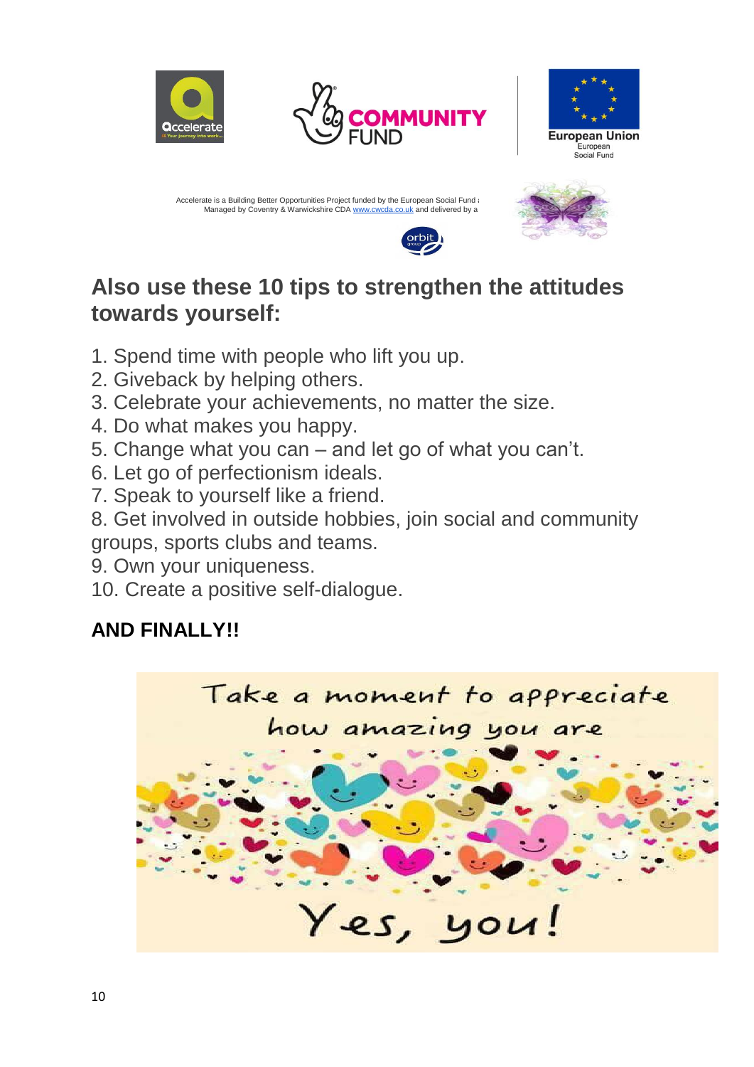Accelerate is a Building Better Opportunities Project funded by the European Social Fund and Managed by Coventry & Warwickshire CDA www.cwcda.co.uk and delivered by a

## Also use these 10 tips to strengthen the attitudes towards yourself:

1. Spend time with people who lift you up.
2. Giveback by helping others.
3. Celebrate your achievements, no matter the size.
4. Do what makes you happy.
5. Change what you can – and let go of what you can't.
6. Let go of perfectionism ideals.
7. Speak to yourself like a friend.
8. Get involved in outside hobbies, join social and community groups, sports clubs and teams.
9. Own your uniqueness.
10. Create a positive self-dialogue.

**AND FINALLY!!**

Take a moment to appreciate how amazing you are

Yes, you!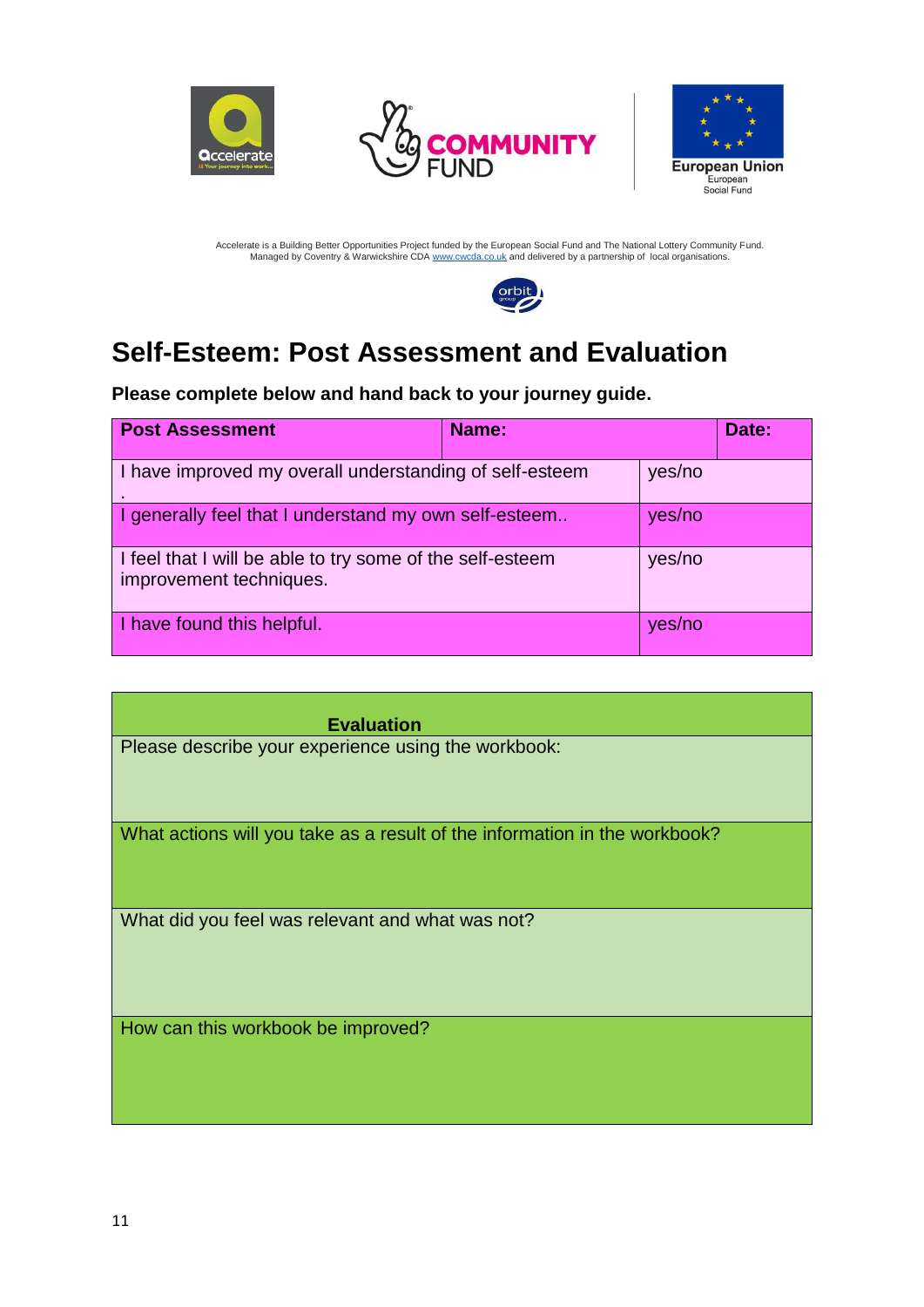Accelerate is a Building Better Opportunities Project funded by the European Social Fund and The National Lottery Community Fund.
Managed by Coventry & Warwickshire CDA www.cwcda.co.uk and delivered by a partnership of local organisations.

# Self-Esteem: Post Assessment and Evaluation

**Please complete below and hand back to your journey guide.**

| **Post Assessment** | **Name:** | **Date:** |
|---|---|---|
| I have improved my overall understanding of self-esteem . | yes/no | |
| I generally feel that I understand my own self-esteem.. | yes/no | |
| I feel that I will be able to try some of the self-esteem improvement techniques. | yes/no | |
| I have found this helpful. | yes/no | |

| **Evaluation** |
|---|
| Please describe your experience using the workbook: |
| What actions will you take as a result of the information in the workbook? |
| What did you feel was relevant and what was not? |
| How can this workbook be improved? |